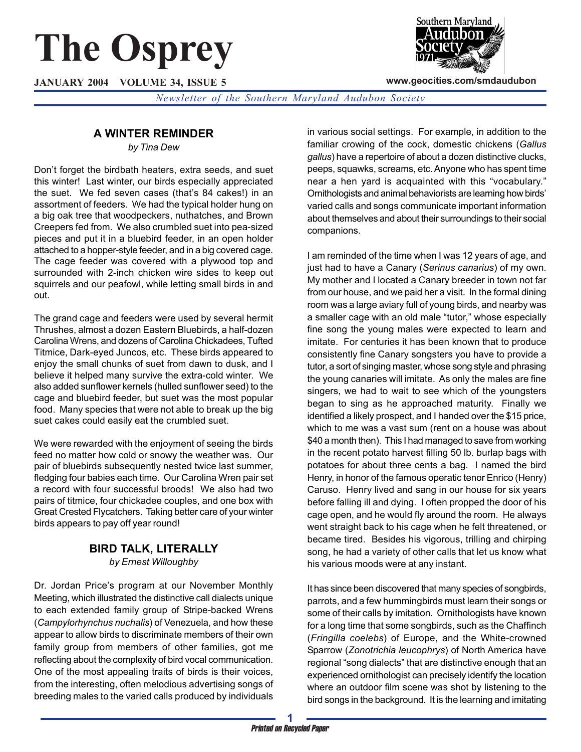# The Osprey

**JANUARY 2004 VOLUME 34, ISSUE 5**

www.geocities.com/smdaudubon

*Newsletter of the Southern Maryland Audubon Society*

## A WINTER REMINDER

*by Tina Dew*

Don't forget the birdbath heaters, extra seeds, and suet this winter! Last winter, our birds especially appreciated the suet. We fed seven cases (that's 84 cakes!) in an assortment of feeders. We had the typical holder hung on a big oak tree that woodpeckers, nuthatches, and Brown Creepers fed from. We also crumbled suet into pea-sized pieces and put it in a bluebird feeder, in an open holder attached to a hopper-style feeder, and in a big covered cage. The cage feeder was covered with a plywood top and surrounded with 2-inch chicken wire sides to keep out squirrels and our peafowl, while letting small birds in and out.

The grand cage and feeders were used by several hermit Thrushes, almost a dozen Eastern Bluebirds, a half-dozen Carolina Wrens, and dozens of Carolina Chickadees, Tufted Titmice, Dark-eyed Juncos, etc. These birds appeared to enjoy the small chunks of suet from dawn to dusk, and I believe it helped many survive the extra-cold winter. We also added sunflower kernels (hulled sunflower seed) to the cage and bluebird feeder, but suet was the most popular food. Many species that were not able to break up the big suet cakes could easily eat the crumbled suet.

We were rewarded with the enjoyment of seeing the birds feed no matter how cold or snowy the weather was. Our pair of bluebirds subsequently nested twice last summer, fledging four babies each time. Our Carolina Wren pair set a record with four successful broods! We also had two pairs of titmice, four chickadee couples, and one box with Great Crested Flycatchers. Taking better care of your winter birds appears to pay off year round!

## BIRD TALK, LITERALLY

*by Ernest Willoughby*

Dr. Jordan Price's program at our November Monthly Meeting, which illustrated the distinctive call dialects unique to each extended family group of Stripe-backed Wrens (*Campylorhynchus nuchalis*) of Venezuela, and how these appear to allow birds to discriminate members of their own family group from members of other families, got me reflecting about the complexity of bird vocal communication. One of the most appealing traits of birds is their voices, from the interesting, often melodious advertising songs of breeding males to the varied calls produced by individuals in various social settings. For example, in addition to the familiar crowing of the cock, domestic chickens (*Gallus gallus*) have a repertoire of about a dozen distinctive clucks, peeps, squawks, screams, etc. Anyone who has spent time near a hen yard is acquainted with this "vocabulary." Ornithologists and animal behaviorists are learning how birds' varied calls and songs communicate important information about themselves and about their surroundings to their social companions.

I am reminded of the time when I was 12 years of age, and just had to have a Canary (*Serinus canarius*) of my own. My mother and I located a Canary breeder in town not far from our house, and we paid her a visit. In the formal dining room was a large aviary full of young birds, and nearby was a smaller cage with an old male "tutor," whose especially fine song the young males were expected to learn and imitate. For centuries it has been known that to produce consistently fine Canary songsters you have to provide a tutor, a sort of singing master, whose song style and phrasing the young canaries will imitate. As only the males are fine singers, we had to wait to see which of the youngsters began to sing as he approached maturity. Finally we identified a likely prospect, and I handed over the $15 price, which to me was a vast sum (rent on a house was about $40 a month then). This I had managed to save from working in the recent potato harvest filling 50 lb. burlap bags with potatoes for about three cents a bag. I named the bird Henry, in honor of the famous operatic tenor Enrico (Henry) Caruso. Henry lived and sang in our house for six years before falling ill and dying. I often propped the door of his cage open, and he would fly around the room. He always went straight back to his cage when he felt threatened, or became tired. Besides his vigorous, trilling and chirping song, he had a variety of other calls that let us know what his various moods were at any instant.

It has since been discovered that many species of songbirds, parrots, and a few hummingbirds must learn their songs or some of their calls by imitation. Ornithologists have known for a long time that some songbirds, such as the Chaffinch (*Fringilla coelebs*) of Europe, and the White-crowned Sparrow (*Zonotrichia leucophrys*) of North America have regional "song dialects" that are distinctive enough that an experienced ornithologist can precisely identify the location where an outdoor film scene was shot by listening to the bird songs in the background. It is the learning and imitating

*Printed on Recycled Paper*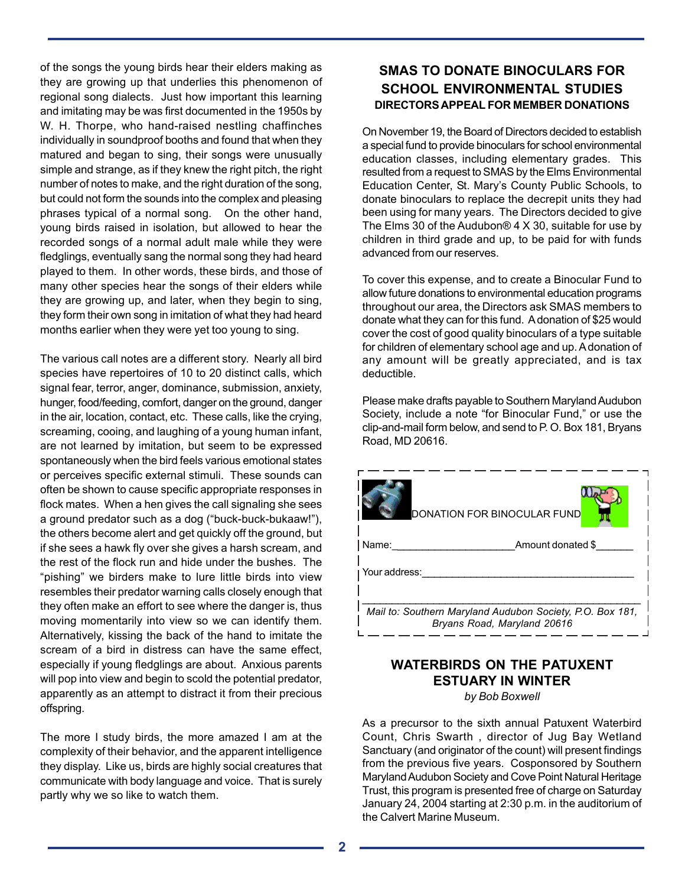of the songs the young birds hear their elders making as they are growing up that underlies this phenomenon of regional song dialects. Just how important this learning and imitating may be was first documented in the 1950s by W. H. Thorpe, who hand-raised nestling chaffinches individually in soundproof booths and found that when they matured and began to sing, their songs were unusually simple and strange, as if they knew the right pitch, the right number of notes to make, and the right duration of the song, but could not form the sounds into the complex and pleasing phrases typical of a normal song. On the other hand, young birds raised in isolation, but allowed to hear the recorded songs of a normal adult male while they were fledglings, eventually sang the normal song they had heard played to them. In other words, these birds, and those of many other species hear the songs of their elders while they are growing up, and later, when they begin to sing, they form their own song in imitation of what they had heard months earlier when they were yet too young to sing.

The various call notes are a different story. Nearly all bird species have repertoires of 10 to 20 distinct calls, which signal fear, terror, anger, dominance, submission, anxiety, hunger, food/feeding, comfort, danger on the ground, danger in the air, location, contact, etc. These calls, like the crying, screaming, cooing, and laughing of a young human infant, are not learned by imitation, but seem to be expressed spontaneously when the bird feels various emotional states or perceives specific external stimuli. These sounds can often be shown to cause specific appropriate responses in flock mates. When a hen gives the call signaling she sees a ground predator such as a dog ("buck-buck-bukaaw!"), the others become alert and get quickly off the ground, but if she sees a hawk fly over she gives a harsh scream, and the rest of the flock run and hide under the bushes. The "pishing" we birders make to lure little birds into view resembles their predator warning calls closely enough that they often make an effort to see where the danger is, thus moving momentarily into view so we can identify them. Alternatively, kissing the back of the hand to imitate the scream of a bird in distress can have the same effect, especially if young fledglings are about. Anxious parents will pop into view and begin to scold the potential predator, apparently as an attempt to distract it from their precious offspring.

The more I study birds, the more amazed I am at the complexity of their behavior, and the apparent intelligence they display. Like us, birds are highly social creatures that communicate with body language and voice. That is surely partly why we so like to watch them.

## SMAS TO DONATE BINOCULARS FOR SCHOOL ENVIRONMENTAL STUDIES

### DIRECTORS APPEAL FOR MEMBER DONATIONS

On November 19, the Board of Directors decided to establish a special fund to provide binoculars for school environmental education classes, including elementary grades. This resulted from a request to SMAS by the Elms Environmental Education Center, St. Mary's County Public Schools, to donate binoculars to replace the decrepit units they had been using for many years. The Directors decided to give The Elms 30 of the Audubon® 4 X 30, suitable for use by children in third grade and up, to be paid for with funds advanced from our reserves.

To cover this expense, and to create a Binocular Fund to allow future donations to environmental education programs throughout our area, the Directors ask SMAS members to donate what they can for this fund. A donation of $25 would cover the cost of good quality binoculars of a type suitable for children of elementary school age and up. A donation of any amount will be greatly appreciated, and is tax deductible.

Please make drafts payable to Southern Maryland Audubon Society, include a note "for Binocular Fund," or use the clip-and-mail form below, and send to P. O. Box 181, Bryans Road, MD 20616.

---

DONATION FOR BINOCULAR FUND

Name:____________________ Amount donated $______

Your address:____________________________________

_____________________________________________

*Mail to: Southern Maryland Audubon Society, P.O. Box 181, Bryans Road, Maryland 20616*

---

## WATERBIRDS ON THE PATUXENT ESTUARY IN WINTER

*by Bob Boxwell*

As a precursor to the sixth annual Patuxent Waterbird Count, Chris Swarth , director of Jug Bay Wetland Sanctuary (and originator of the count) will present findings from the previous five years. Cosponsored by Southern Maryland Audubon Society and Cove Point Natural Heritage Trust, this program is presented free of charge on Saturday January 24, 2004 starting at 2:30 p.m. in the auditorium of the Calvert Marine Museum.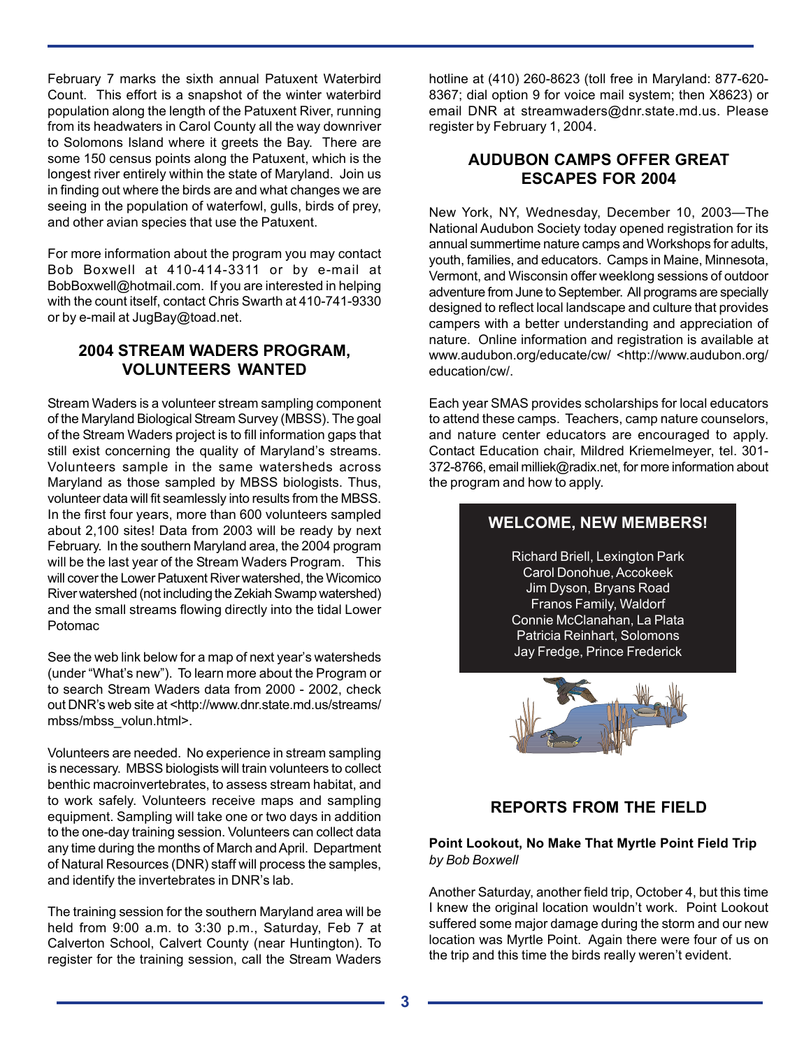February 7 marks the sixth annual Patuxent Waterbird Count. This effort is a snapshot of the winter waterbird population along the length of the Patuxent River, running from its headwaters in Carol County all the way downriver to Solomons Island where it greets the Bay. There are some 150 census points along the Patuxent, which is the longest river entirely within the state of Maryland. Join us in finding out where the birds are and what changes we are seeing in the population of waterfowl, gulls, birds of prey, and other avian species that use the Patuxent.

For more information about the program you may contact Bob Boxwell at 410-414-3311 or by e-mail at BobBoxwell@hotmail.com. If you are interested in helping with the count itself, contact Chris Swarth at 410-741-9330 or by e-mail at JugBay@toad.net.

## 2004 STREAM WADERS PROGRAM, VOLUNTEERS WANTED

Stream Waders is a volunteer stream sampling component of the Maryland Biological Stream Survey (MBSS). The goal of the Stream Waders project is to fill information gaps that still exist concerning the quality of Maryland's streams. Volunteers sample in the same watersheds across Maryland as those sampled by MBSS biologists. Thus, volunteer data will fit seamlessly into results from the MBSS. In the first four years, more than 600 volunteers sampled about 2,100 sites! Data from 2003 will be ready by next February. In the southern Maryland area, the 2004 program will be the last year of the Stream Waders Program. This will cover the Lower Patuxent River watershed, the Wicomico River watershed (not including the Zekiah Swamp watershed) and the small streams flowing directly into the tidal Lower Potomac

See the web link below for a map of next year's watersheds (under "What's new"). To learn more about the Program or to search Stream Waders data from 2000 - 2002, check out DNR's web site at <http://www.dnr.state.md.us/streams/mbss/mbss_volun.html>.

Volunteers are needed. No experience in stream sampling is necessary. MBSS biologists will train volunteers to collect benthic macroinvertebrates, to assess stream habitat, and to work safely. Volunteers receive maps and sampling equipment. Sampling will take one or two days in addition to the one-day training session. Volunteers can collect data any time during the months of March and April. Department of Natural Resources (DNR) staff will process the samples, and identify the invertebrates in DNR's lab.

The training session for the southern Maryland area will be held from 9:00 a.m. to 3:30 p.m., Saturday, Feb 7 at Calverton School, Calvert County (near Huntington). To register for the training session, call the Stream Waders hotline at (410) 260-8623 (toll free in Maryland: 877-620-8367; dial option 9 for voice mail system; then X8623) or email DNR at streamwaders@dnr.state.md.us. Please register by February 1, 2004.

## AUDUBON CAMPS OFFER GREAT ESCAPES FOR 2004

New York, NY, Wednesday, December 10, 2003—The National Audubon Society today opened registration for its annual summertime nature camps and Workshops for adults, youth, families, and educators. Camps in Maine, Minnesota, Vermont, and Wisconsin offer weeklong sessions of outdoor adventure from June to September. All programs are specially designed to reflect local landscape and culture that provides campers with a better understanding and appreciation of nature. Online information and registration is available at www.audubon.org/educate/cw/ <http://www.audubon.org/education/cw/.

Each year SMAS provides scholarships for local educators to attend these camps. Teachers, camp nature counselors, and nature center educators are encouraged to apply. Contact Education chair, Mildred Kriemelmeyer, tel. 301-372-8766, email milliek@radix.net, for more information about the program and how to apply.

## WELCOME, NEW MEMBERS!

Richard Briell, Lexington Park
Carol Donohue, Accokeek
Jim Dyson, Bryans Road
Franos Family, Waldorf
Connie McClanahan, La Plata
Patricia Reinhart, Solomons
Jay Fredge, Prince Frederick

## REPORTS FROM THE FIELD

**Point Lookout, No Make That Myrtle Point Field Trip**
*by Bob Boxwell*

Another Saturday, another field trip, October 4, but this time I knew the original location wouldn't work. Point Lookout suffered some major damage during the storm and our new location was Myrtle Point. Again there were four of us on the trip and this time the birds really weren't evident.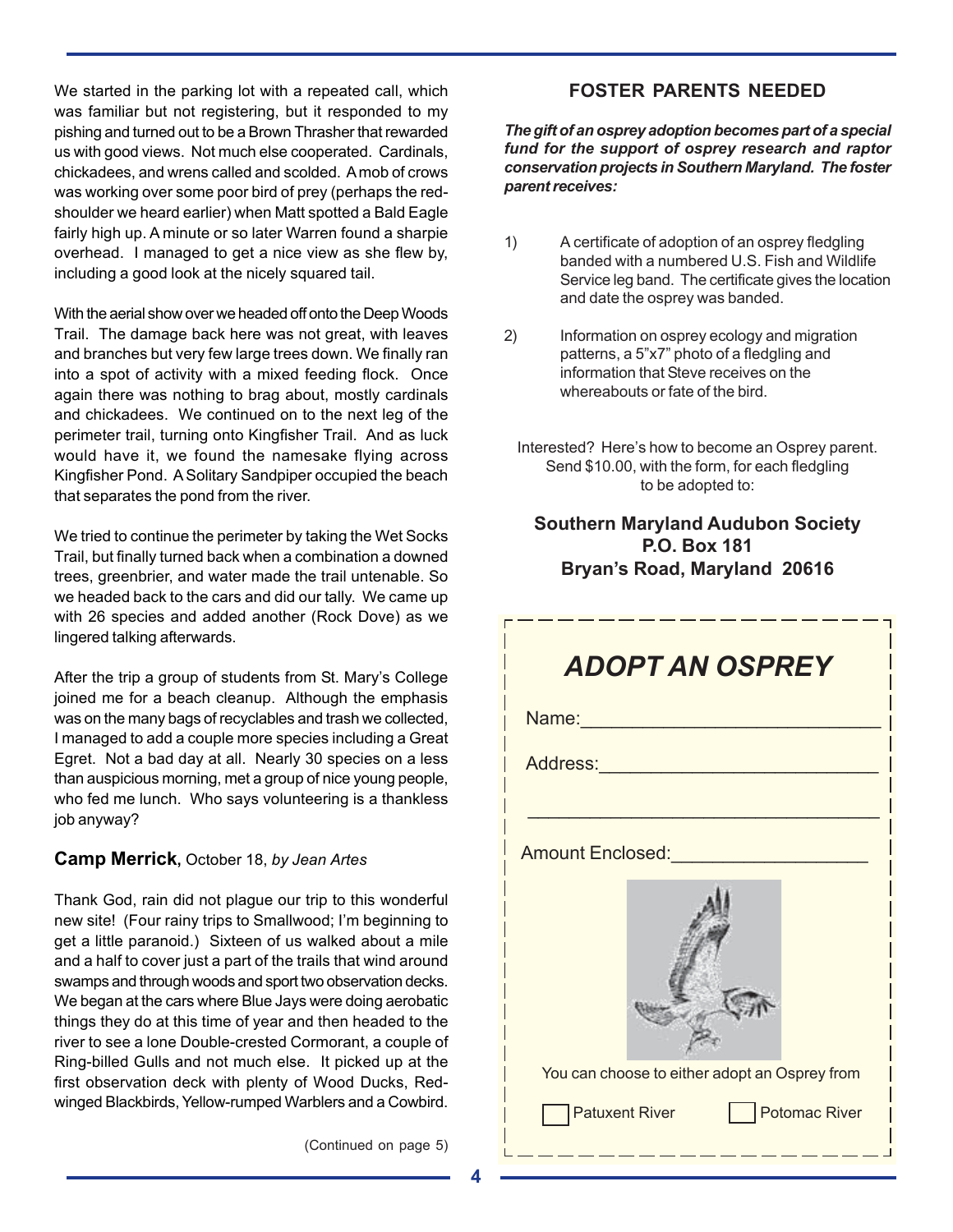We started in the parking lot with a repeated call, which was familiar but not registering, but it responded to my pishing and turned out to be a Brown Thrasher that rewarded us with good views. Not much else cooperated. Cardinals, chickadees, and wrens called and scolded. A mob of crows was working over some poor bird of prey (perhaps the red-shoulder we heard earlier) when Matt spotted a Bald Eagle fairly high up. A minute or so later Warren found a sharpie overhead. I managed to get a nice view as she flew by, including a good look at the nicely squared tail.

With the aerial show over we headed off onto the Deep Woods Trail. The damage back here was not great, with leaves and branches but very few large trees down. We finally ran into a spot of activity with a mixed feeding flock. Once again there was nothing to brag about, mostly cardinals and chickadees. We continued on to the next leg of the perimeter trail, turning onto Kingfisher Trail. And as luck would have it, we found the namesake flying across Kingfisher Pond. A Solitary Sandpiper occupied the beach that separates the pond from the river.

We tried to continue the perimeter by taking the Wet Socks Trail, but finally turned back when a combination a downed trees, greenbrier, and water made the trail untenable. So we headed back to the cars and did our tally. We came up with 26 species and added another (Rock Dove) as we lingered talking afterwards.

After the trip a group of students from St. Mary's College joined me for a beach cleanup. Although the emphasis was on the many bags of recyclables and trash we collected, I managed to add a couple more species including a Great Egret. Not a bad day at all. Nearly 30 species on a less than auspicious morning, met a group of nice young people, who fed me lunch. Who says volunteering is a thankless job anyway?

**Camp Merrick**, October 18, *by Jean Artes*

Thank God, rain did not plague our trip to this wonderful new site! (Four rainy trips to Smallwood; I'm beginning to get a little paranoid.) Sixteen of us walked about a mile and a half to cover just a part of the trails that wind around swamps and through woods and sport two observation decks. We began at the cars where Blue Jays were doing aerobatic things they do at this time of year and then headed to the river to see a lone Double-crested Cormorant, a couple of Ring-billed Gulls and not much else. It picked up at the first observation deck with plenty of Wood Ducks, Red-winged Blackbirds, Yellow-rumped Warblers and a Cowbird.

(Continued on page 5)

## FOSTER PARENTS NEEDED

***The gift of an osprey adoption becomes part of a special fund for the support of osprey research and raptor conservation projects in Southern Maryland. The foster parent receives:***

1) A certificate of adoption of an osprey fledgling banded with a numbered U.S. Fish and Wildlife Service leg band. The certificate gives the location and date the osprey was banded.

2) Information on osprey ecology and migration patterns, a 5"x7" photo of a fledgling and information that Steve receives on the whereabouts or fate of the bird.

Interested? Here's how to become an Osprey parent. Send $10.00, with the form, for each fledgling to be adopted to:

**Southern Maryland Audubon Society**
**P.O. Box 181**
**Bryan's Road, Maryland 20616**

## *ADOPT AN OSPREY*

Name:___________________________

Address:_________________________

_________________________________

Amount Enclosed:__________________

You can choose to either adopt an Osprey from

☐ Patuxent River ☐ Potomac River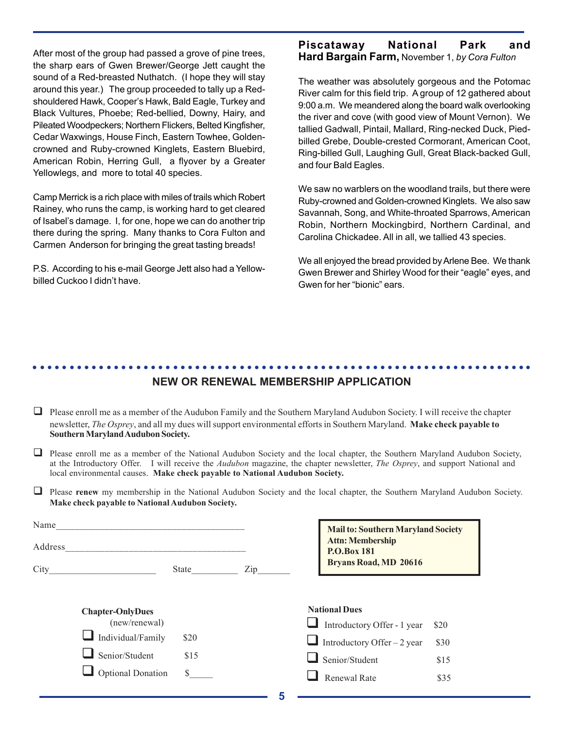After most of the group had passed a grove of pine trees, the sharp ears of Gwen Brewer/George Jett caught the sound of a Red-breasted Nuthatch. (I hope they will stay around this year.) The group proceeded to tally up a Red-shouldered Hawk, Cooper's Hawk, Bald Eagle, Turkey and Black Vultures, Phoebe; Red-bellied, Downy, Hairy, and Pileated Woodpeckers; Northern Flickers, Belted Kingfisher, Cedar Waxwings, House Finch, Eastern Towhee, Golden-crowned and Ruby-crowned Kinglets, Eastern Bluebird, American Robin, Herring Gull, a flyover by a Greater Yellowlegs, and more to total 40 species.

Camp Merrick is a rich place with miles of trails which Robert Rainey, who runs the camp, is working hard to get cleared of Isabel's damage. I, for one, hope we can do another trip there during the spring. Many thanks to Cora Fulton and Carmen Anderson for bringing the great tasting breads!

P.S. According to his e-mail George Jett also had a Yellow-billed Cuckoo I didn't have.

**Piscataway National Park and Hard Bargain Farm,** November 1, *by Cora Fulton*

The weather was absolutely gorgeous and the Potomac River calm for this field trip. A group of 12 gathered about 9:00 a.m. We meandered along the board walk overlooking the river and cove (with good view of Mount Vernon). We tallied Gadwall, Pintail, Mallard, Ring-necked Duck, Pied-billed Grebe, Double-crested Cormorant, American Coot, Ring-billed Gull, Laughing Gull, Great Black-backed Gull, and four Bald Eagles.

We saw no warblers on the woodland trails, but there were Ruby-crowned and Golden-crowned Kinglets. We also saw Savannah, Song, and White-throated Sparrows, American Robin, Northern Mockingbird, Northern Cardinal, and Carolina Chickadee. All in all, we tallied 43 species.

We all enjoyed the bread provided by Arlene Bee. We thank Gwen Brewer and Shirley Wood for their "eagle" eyes, and Gwen for her "bionic" ears.

## NEW OR RENEWAL MEMBERSHIP APPLICATION

- ❑ Please enroll me as a member of the Audubon Family and the Southern Maryland Audubon Society. I will receive the chapter newsletter, *The Osprey*, and all my dues will support environmental efforts in Southern Maryland. **Make check payable to Southern Maryland Audubon Society.**
- ❑ Please enroll me as a member of the National Audubon Society and the local chapter, the Southern Maryland Audubon Society, at the Introductory Offer. I will receive the *Audubon* magazine, the chapter newsletter, *The Osprey*, and support National and local environmental causes. **Make check payable to National Audubon Society.**
- ❑ Please **renew** my membership in the National Audubon Society and the local chapter, the Southern Maryland Audubon Society. **Make check payable to National Audubon Society.**

Name_______________________________________

Address_____________________________________

City______________________ State__________ Zip_______

**Mail to: Southern Maryland Society**
**Attn: Membership**
**P.O.Box 181**
**Bryans Road, MD 20616**

**Chapter-OnlyDues**
(new/renewal)

- ❑ Individual/Family $20
- ❑ Senior/Student $15
- ❑ Optional Donation $_____

**National Dues**

- ❑ Introductory Offer - 1 year $20
- ❑ Introductory Offer – 2 year $30
- ❑ Senior/Student $15
- ❑ Renewal Rate $35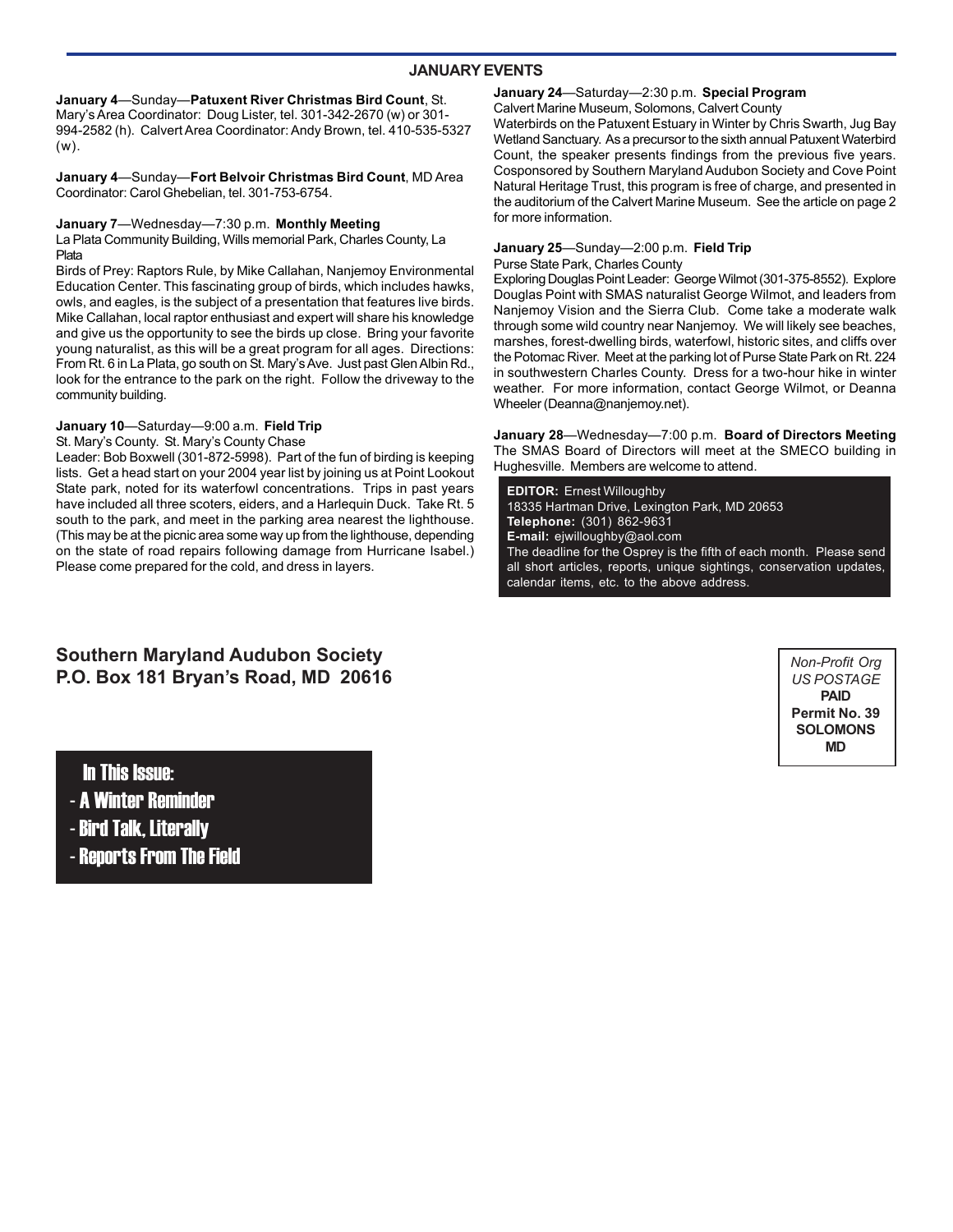## JANUARY EVENTS

**January 4**—Sunday—**Patuxent River Christmas Bird Count**, St. Mary's Area Coordinator: Doug Lister, tel. 301-342-2670 (w) or 301-994-2582 (h). Calvert Area Coordinator: Andy Brown, tel. 410-535-5327 (w).

**January 4**—Sunday—**Fort Belvoir Christmas Bird Count**, MD Area Coordinator: Carol Ghebelian, tel. 301-753-6754.

**January 7**—Wednesday—7:30 p.m. **Monthly Meeting**
La Plata Community Building, Wills memorial Park, Charles County, La Plata
Birds of Prey: Raptors Rule, by Mike Callahan, Nanjemoy Environmental Education Center. This fascinating group of birds, which includes hawks, owls, and eagles, is the subject of a presentation that features live birds. Mike Callahan, local raptor enthusiast and expert will share his knowledge and give us the opportunity to see the birds up close. Bring your favorite young naturalist, as this will be a great program for all ages. Directions: From Rt. 6 in La Plata, go south on St. Mary's Ave. Just past Glen Albin Rd., look for the entrance to the park on the right. Follow the driveway to the community building.

**January 10**—Saturday—9:00 a.m. **Field Trip**
St. Mary's County. St. Mary's County Chase
Leader: Bob Boxwell (301-872-5998). Part of the fun of birding is keeping lists. Get a head start on your 2004 year list by joining us at Point Lookout State park, noted for its waterfowl concentrations. Trips in past years have included all three scoters, eiders, and a Harlequin Duck. Take Rt. 5 south to the park, and meet in the parking area nearest the lighthouse. (This may be at the picnic area some way up from the lighthouse, depending on the state of road repairs following damage from Hurricane Isabel.) Please come prepared for the cold, and dress in layers.

**January 24**—Saturday—2:30 p.m. **Special Program**
Calvert Marine Museum, Solomons, Calvert County
Waterbirds on the Patuxent Estuary in Winter by Chris Swarth, Jug Bay Wetland Sanctuary. As a precursor to the sixth annual Patuxent Waterbird Count, the speaker presents findings from the previous five years. Cosponsored by Southern Maryland Audubon Society and Cove Point Natural Heritage Trust, this program is free of charge, and presented in the auditorium of the Calvert Marine Museum. See the article on page 2 for more information.

**January 25**—Sunday—2:00 p.m. **Field Trip**
Purse State Park, Charles County
Exploring Douglas Point Leader: George Wilmot (301-375-8552). Explore Douglas Point with SMAS naturalist George Wilmot, and leaders from Nanjemoy Vision and the Sierra Club. Come take a moderate walk through some wild country near Nanjemoy. We will likely see beaches, marshes, forest-dwelling birds, waterfowl, historic sites, and cliffs over the Potomac River. Meet at the parking lot of Purse State Park on Rt. 224 in southwestern Charles County. Dress for a two-hour hike in winter weather. For more information, contact George Wilmot, or Deanna Wheeler (Deanna@nanjemoy.net).

**January 28**—Wednesday—7:00 p.m. **Board of Directors Meeting**
The SMAS Board of Directors will meet at the SMECO building in Hughesville. Members are welcome to attend.

**EDITOR:** Ernest Willoughby
18335 Hartman Drive, Lexington Park, MD 20653
**Telephone:** (301) 862-9631
**E-mail:** ejwilloughby@aol.com
The deadline for the Osprey is the fifth of each month. Please send all short articles, reports, unique sightings, conservation updates, calendar items, etc. to the above address.

**Southern Maryland Audubon Society**
**P.O. Box 181 Bryan's Road, MD 20616**

*Non-Profit Org*
*US POSTAGE*
**PAID**
**Permit No. 39**
**SOLOMONS**
**MD**

**In This Issue:**
- A Winter Reminder
- Bird Talk, Literally
- Reports From The Field